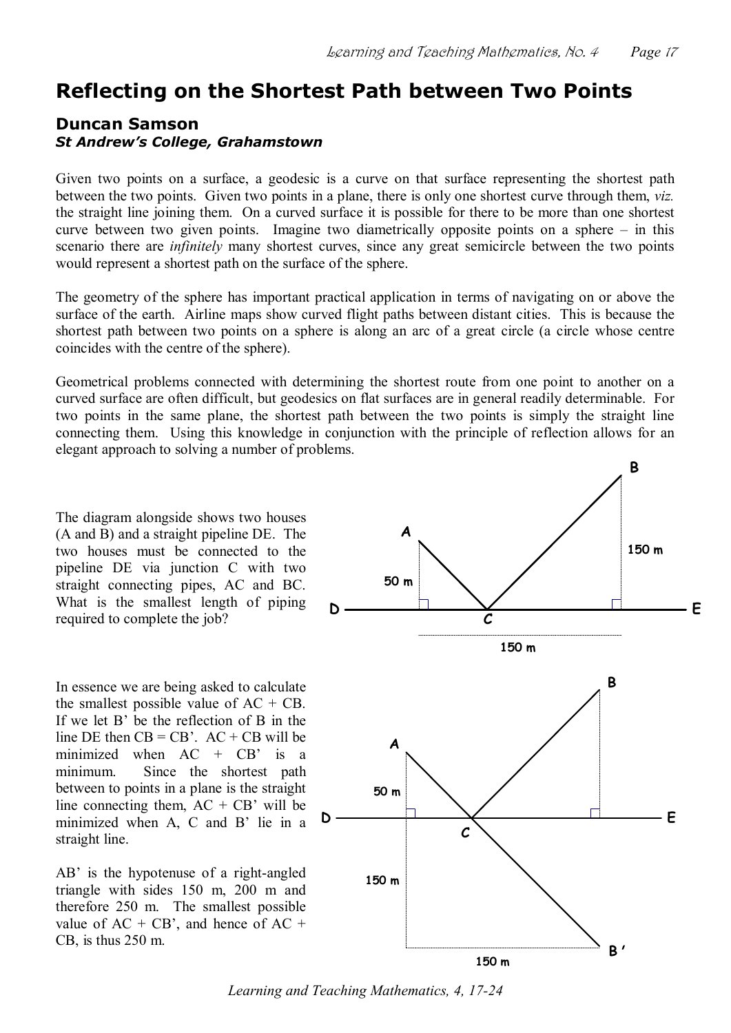# Reflecting on the Shortest Path between Two Points

### Duncan Samson
***St Andrew's College, Grahamstown***

Given two points on a surface, a geodesic is a curve on that surface representing the shortest path between the two points. Given two points in a plane, there is only one shortest curve through them, *viz.* the straight line joining them. On a curved surface it is possible for there to be more than one shortest curve between two given points. Imagine two diametrically opposite points on a sphere – in this scenario there are *infinitely* many shortest curves, since any great semicircle between the two points would represent a shortest path on the surface of the sphere.

The geometry of the sphere has important practical application in terms of navigating on or above the surface of the earth. Airline maps show curved flight paths between distant cities. This is because the shortest path between two points on a sphere is along an arc of a great circle (a circle whose centre coincides with the centre of the sphere).

Geometrical problems connected with determining the shortest route from one point to another on a curved surface are often difficult, but geodesics on flat surfaces are in general readily determinable. For two points in the same plane, the shortest path between the two points is simply the straight line connecting them. Using this knowledge in conjunction with the principle of reflection allows for an elegant approach to solving a number of problems.

The diagram alongside shows two houses (A and B) and a straight pipeline DE. The two houses must be connected to the pipeline DE via junction C with two straight connecting pipes, AC and BC. What is the smallest length of piping required to complete the job?

In essence we are being asked to calculate the smallest possible value of AC + CB. If we let B' be the reflection of B in the line DE then CB = CB'. AC + CB will be minimized when AC + CB' is a minimum. Since the shortest path between to points in a plane is the straight line connecting them, AC + CB' will be minimized when A, C and B' lie in a straight line.

AB' is the hypotenuse of a right-angled triangle with sides 150 m, 200 m and therefore 250 m. The smallest possible value of AC + CB', and hence of AC + CB, is thus 250 m.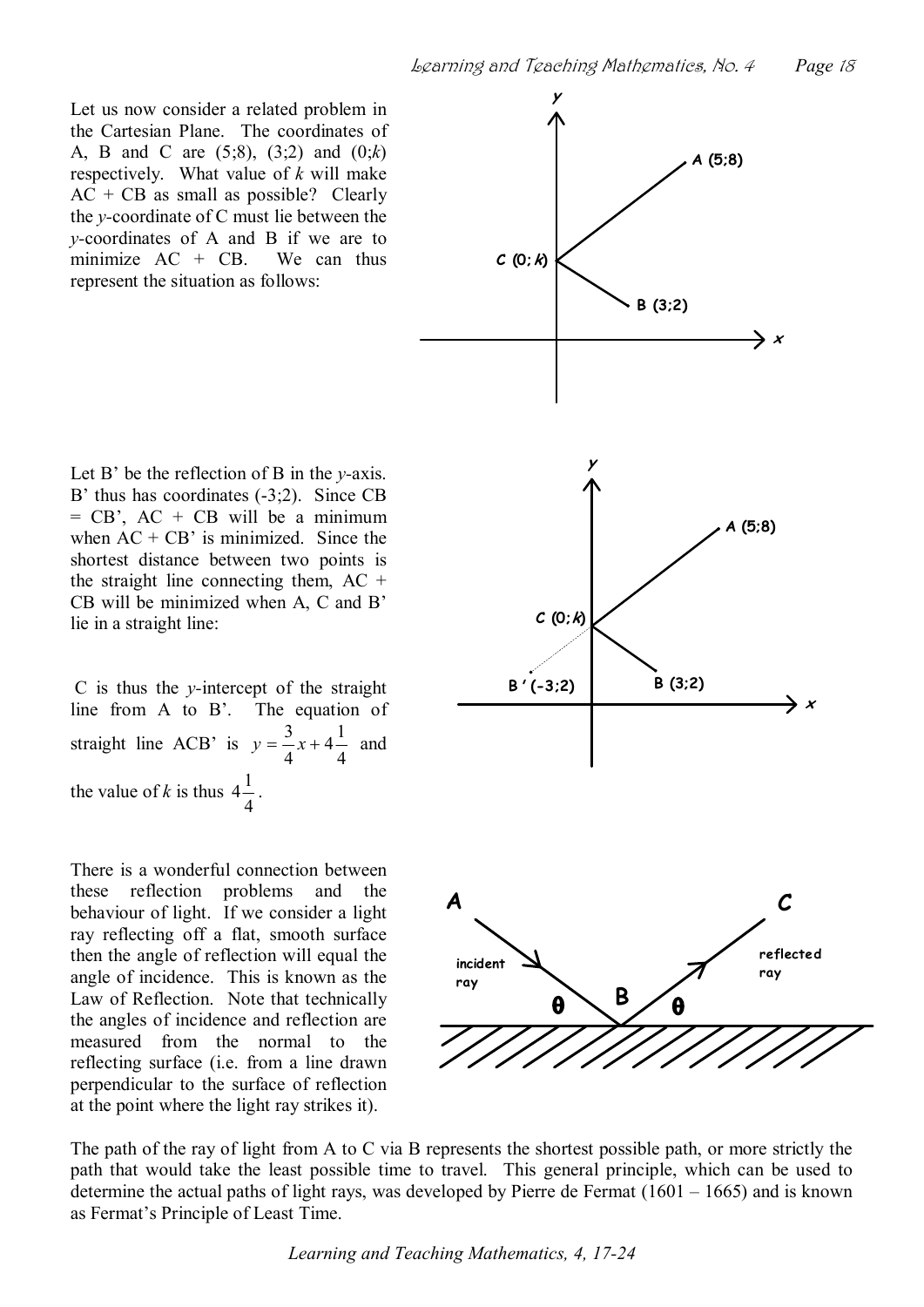Let us now consider a related problem in the Cartesian Plane. The coordinates of A, B and C are (5;8), (3;2) and (0;$k$) respectively. What value of $k$ will make AC + CB as small as possible? Clearly the $y$-coordinate of C must lie between the $y$-coordinates of A and B if we are to minimize AC + CB. We can thus represent the situation as follows:

Let B' be the reflection of B in the $y$-axis. B' thus has coordinates (-3;2). Since CB = CB', AC + CB will be a minimum when AC + CB' is minimized. Since the shortest distance between two points is the straight line connecting them, AC + CB will be minimized when A, C and B' lie in a straight line:

C is thus the $y$-intercept of the straight line from A to B'. The equation of straight line ACB' is $y = \frac{3}{4}x + 4\frac{1}{4}$ and the value of $k$ is thus $4\frac{1}{4}$.

There is a wonderful connection between these reflection problems and the behaviour of light. If we consider a light ray reflecting off a flat, smooth surface then the angle of reflection will equal the angle of incidence. This is known as the Law of Reflection. Note that technically the angles of incidence and reflection are measured from the normal to the reflecting surface (i.e. from a line drawn perpendicular to the surface of reflection at the point where the light ray strikes it).

The path of the ray of light from A to C via B represents the shortest possible path, or more strictly the path that would take the least possible time to travel. This general principle, which can be used to determine the actual paths of light rays, was developed by Pierre de Fermat (1601 – 1665) and is known as Fermat's Principle of Least Time.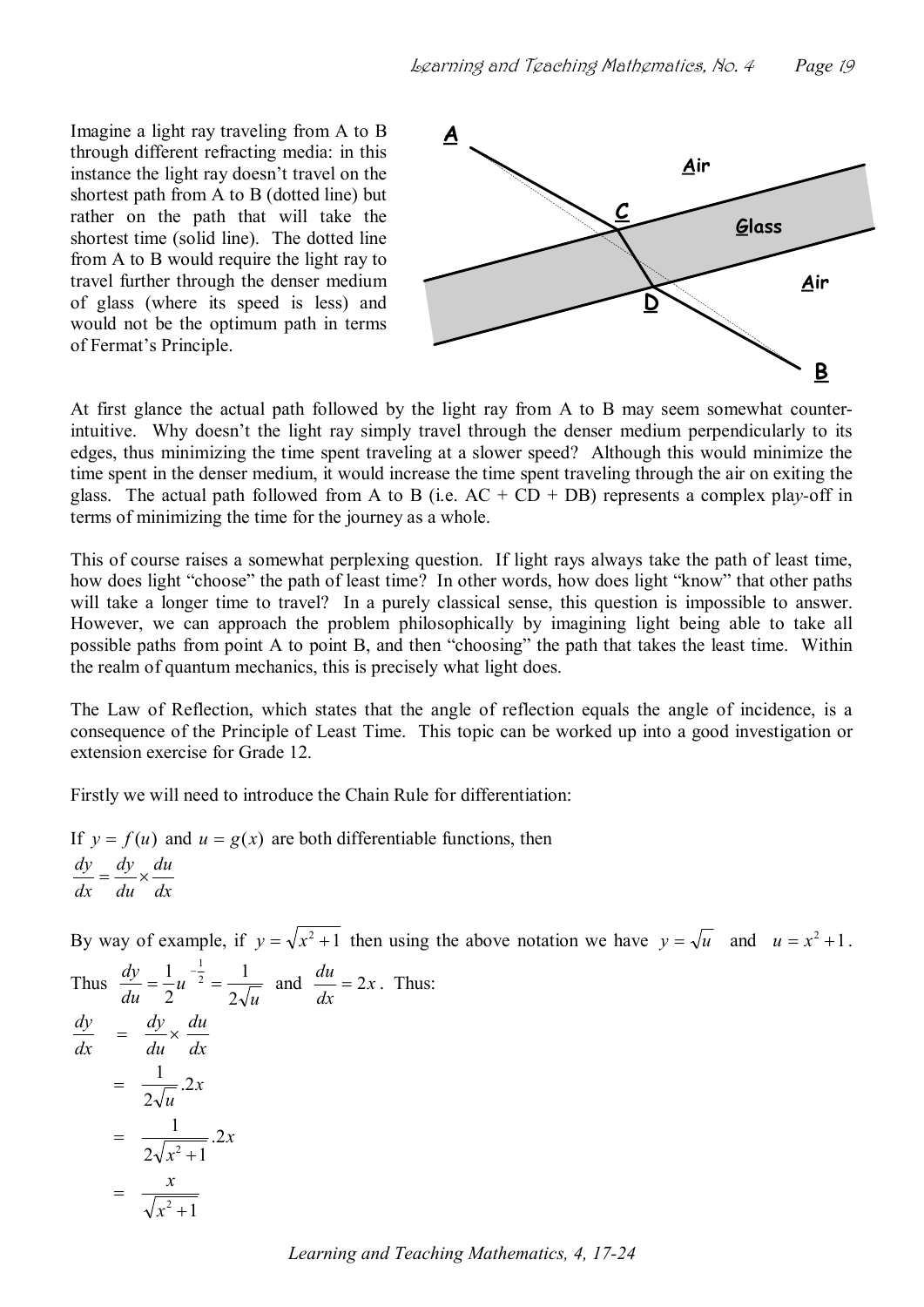Imagine a light ray traveling from A to B through different refracting media: in this instance the light ray doesn't travel on the shortest path from A to B (dotted line) but rather on the path that will take the shortest time (solid line). The dotted line from A to B would require the light ray to travel further through the denser medium of glass (where its speed is less) and would not be the optimum path in terms of Fermat's Principle.

At first glance the actual path followed by the light ray from A to B may seem somewhat counter-intuitive. Why doesn't the light ray simply travel through the denser medium perpendicularly to its edges, thus minimizing the time spent traveling at a slower speed? Although this would minimize the time spent in the denser medium, it would increase the time spent traveling through the air on exiting the glass. The actual path followed from A to B (i.e. AC + CD + DB) represents a complex pla*y*-off in terms of minimizing the time for the journey as a whole.

This of course raises a somewhat perplexing question. If light rays always take the path of least time, how does light "choose" the path of least time? In other words, how does light "know" that other paths will take a longer time to travel? In a purely classical sense, this question is impossible to answer. However, we can approach the problem philosophically by imagining light being able to take all possible paths from point A to point B, and then "choosing" the path that takes the least time. Within the realm of quantum mechanics, this is precisely what light does.

The Law of Reflection, which states that the angle of reflection equals the angle of incidence, is a consequence of the Principle of Least Time. This topic can be worked up into a good investigation or extension exercise for Grade 12.

Firstly we will need to introduce the Chain Rule for differentiation:

If $y = f(u)$ and $u = g(x)$ are both differentiable functions, then

$$\frac{dy}{dx} = \frac{dy}{du} \times \frac{du}{dx}$$

By way of example, if $y = \sqrt{x^2+1}$ then using the above notation we have $y = \sqrt{u}$ and $u = x^2 + 1$.

Thus $\frac{dy}{du} = \frac{1}{2}u^{-\frac{1}{2}} = \frac{1}{2\sqrt{u}}$ and $\frac{du}{dx} = 2x$. Thus:

$$\begin{aligned}
\frac{dy}{dx} &= \frac{dy}{du} \times \frac{du}{dx} \\
&= \frac{1}{2\sqrt{u}}.2x \\
&= \frac{1}{2\sqrt{x^2+1}}.2x \\
&= \frac{x}{\sqrt{x^2+1}}
\end{aligned}$$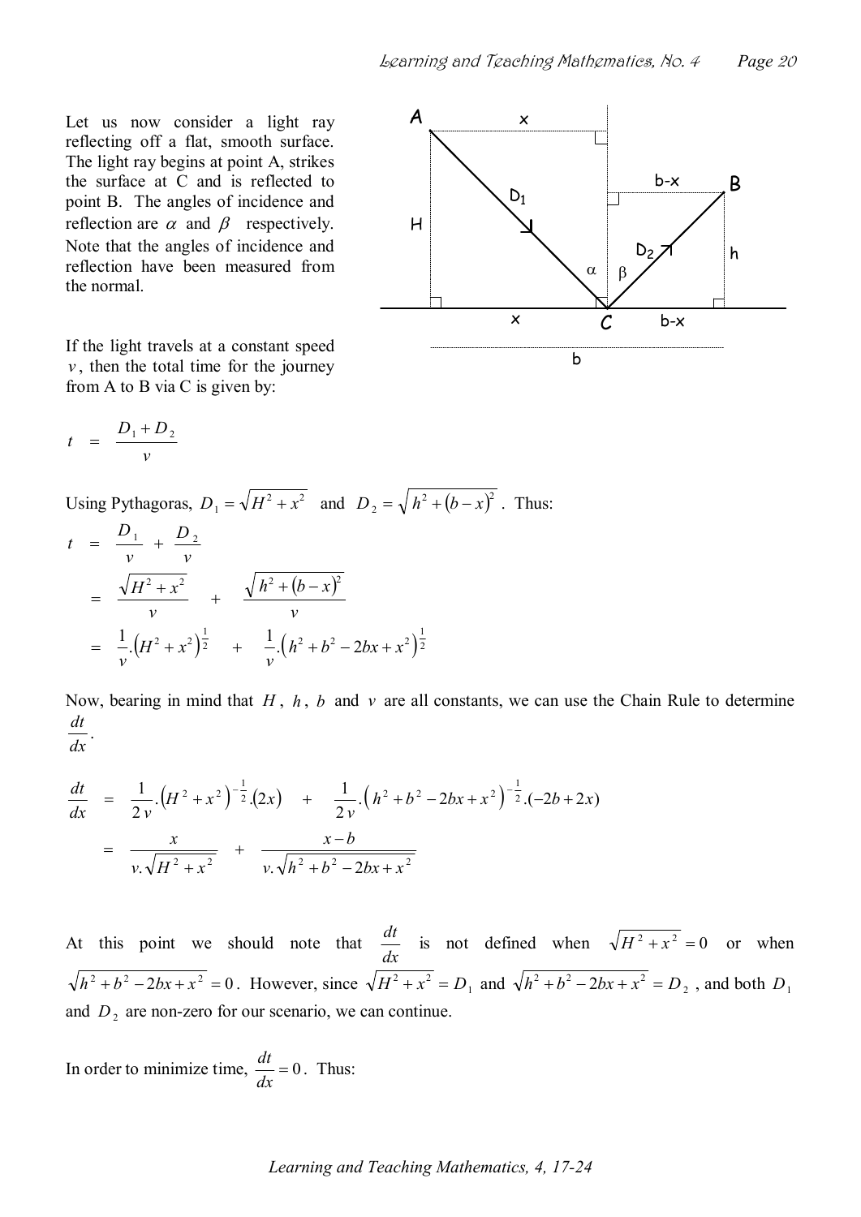Let us now consider a light ray reflecting off a flat, smooth surface. The light ray begins at point A, strikes the surface at C and is reflected to point B. The angles of incidence and reflection are $\alpha$ and $\beta$ respectively. Note that the angles of incidence and reflection have been measured from the normal.

If the light travels at a constant speed $v$, then the total time for the journey from A to B via C is given by:

$$t = \frac{D_1 + D_2}{v}$$

Using Pythagoras, $D_1 = \sqrt{H^2 + x^2}$ and $D_2 = \sqrt{h^2 + (b-x)^2}$. Thus:

$$\begin{aligned}
t &= \frac{D_1}{v} + \frac{D_2}{v} \\
&= \frac{\sqrt{H^2 + x^2}}{v} + \frac{\sqrt{h^2 + (b-x)^2}}{v} \\
&= \frac{1}{v}.\left(H^2 + x^2\right)^{\frac{1}{2}} + \frac{1}{v}.\left(h^2 + b^2 - 2bx + x^2\right)^{\frac{1}{2}}
\end{aligned}$$

Now, bearing in mind that $H$, $h$, $b$ and $v$ are all constants, we can use the Chain Rule to determine $\frac{dt}{dx}$.

$$\begin{aligned}
\frac{dt}{dx} &= \frac{1}{2v}.\left(H^2 + x^2\right)^{-\frac{1}{2}}.(2x) + \frac{1}{2v}.\left(h^2 + b^2 - 2bx + x^2\right)^{-\frac{1}{2}}.(-2b + 2x) \\
&= \frac{x}{v.\sqrt{H^2 + x^2}} + \frac{x - b}{v.\sqrt{h^2 + b^2 - 2bx + x^2}}
\end{aligned}$$

At this point we should note that $\frac{dt}{dx}$ is not defined when $\sqrt{H^2 + x^2} = 0$ or when $\sqrt{h^2 + b^2 - 2bx + x^2} = 0$. However, since $\sqrt{H^2 + x^2} = D_1$ and $\sqrt{h^2 + b^2 - 2bx + x^2} = D_2$, and both $D_1$ and $D_2$ are non-zero for our scenario, we can continue.

In order to minimize time, $\frac{dt}{dx} = 0$. Thus: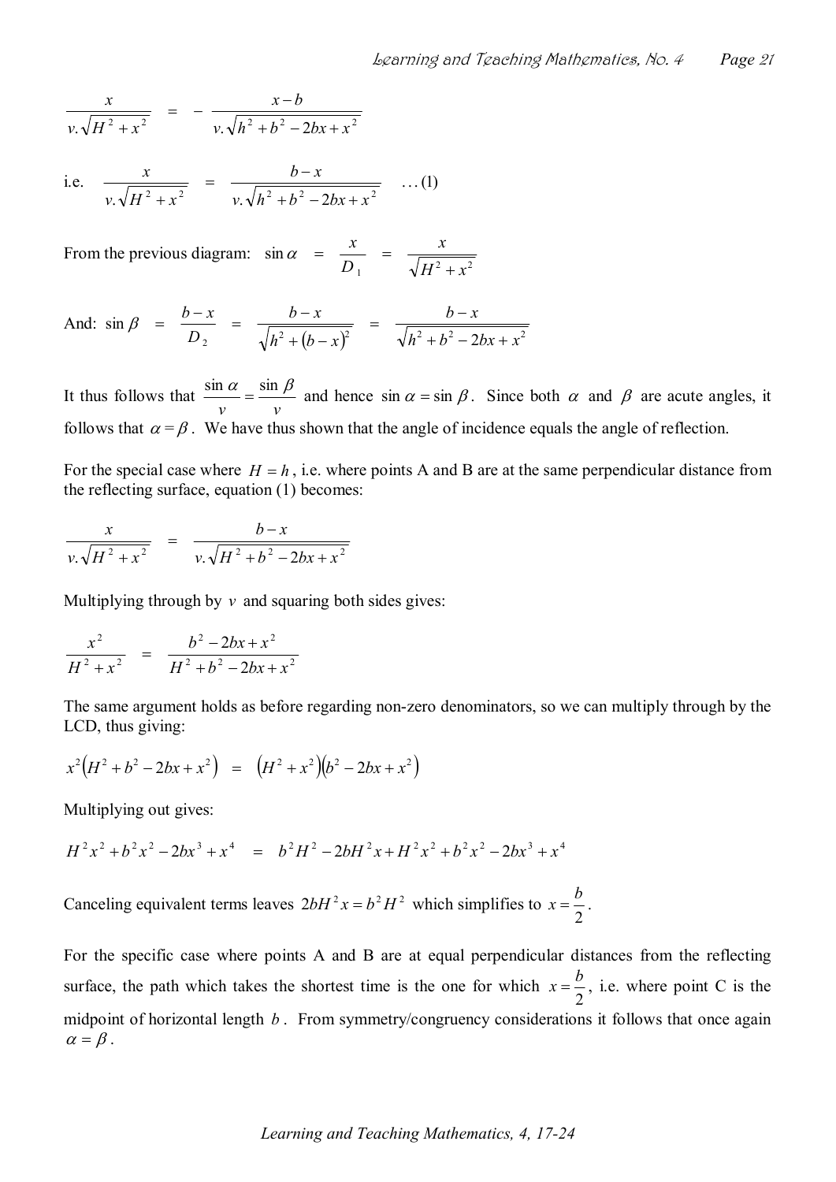$$\frac{x}{v.\sqrt{H^2+x^2}} = -\frac{x-b}{v.\sqrt{h^2+b^2-2bx+x^2}}$$

i.e. $$\frac{x}{v.\sqrt{H^2+x^2}} = \frac{b-x}{v.\sqrt{h^2+b^2-2bx+x^2}} \quad \ldots(1)$$

From the previous diagram: $\sin\alpha = \dfrac{x}{D_1} = \dfrac{x}{\sqrt{H^2+x^2}}$

And: $\sin\beta = \dfrac{b-x}{D_2} = \dfrac{b-x}{\sqrt{h^2+(b-x)^2}} = \dfrac{b-x}{\sqrt{h^2+b^2-2bx+x^2}}$

It thus follows that $\dfrac{\sin\alpha}{v} = \dfrac{\sin\beta}{v}$ and hence $\sin\alpha = \sin\beta$. Since both $\alpha$ and $\beta$ are acute angles, it follows that $\alpha = \beta$. We have thus shown that the angle of incidence equals the angle of reflection.

For the special case where $H = h$, i.e. where points A and B are at the same perpendicular distance from the reflecting surface, equation (1) becomes:

$$\frac{x}{v.\sqrt{H^2+x^2}} = \frac{b-x}{v.\sqrt{H^2+b^2-2bx+x^2}}$$

Multiplying through by $v$ and squaring both sides gives:

$$\frac{x^2}{H^2+x^2} = \frac{b^2-2bx+x^2}{H^2+b^2-2bx+x^2}$$

The same argument holds as before regarding non-zero denominators, so we can multiply through by the LCD, thus giving:

$$x^2\left(H^2+b^2-2bx+x^2\right) = \left(H^2+x^2\right)\left(b^2-2bx+x^2\right)$$

Multiplying out gives:

$$H^2x^2+b^2x^2-2bx^3+x^4 = b^2H^2-2bH^2x+H^2x^2+b^2x^2-2bx^3+x^4$$

Canceling equivalent terms leaves $2bH^2x = b^2H^2$ which simplifies to $x = \dfrac{b}{2}$.

For the specific case where points A and B are at equal perpendicular distances from the reflecting surface, the path which takes the shortest time is the one for which $x = \dfrac{b}{2}$, i.e. where point C is the midpoint of horizontal length $b$. From symmetry/congruency considerations it follows that once again $\alpha = \beta$.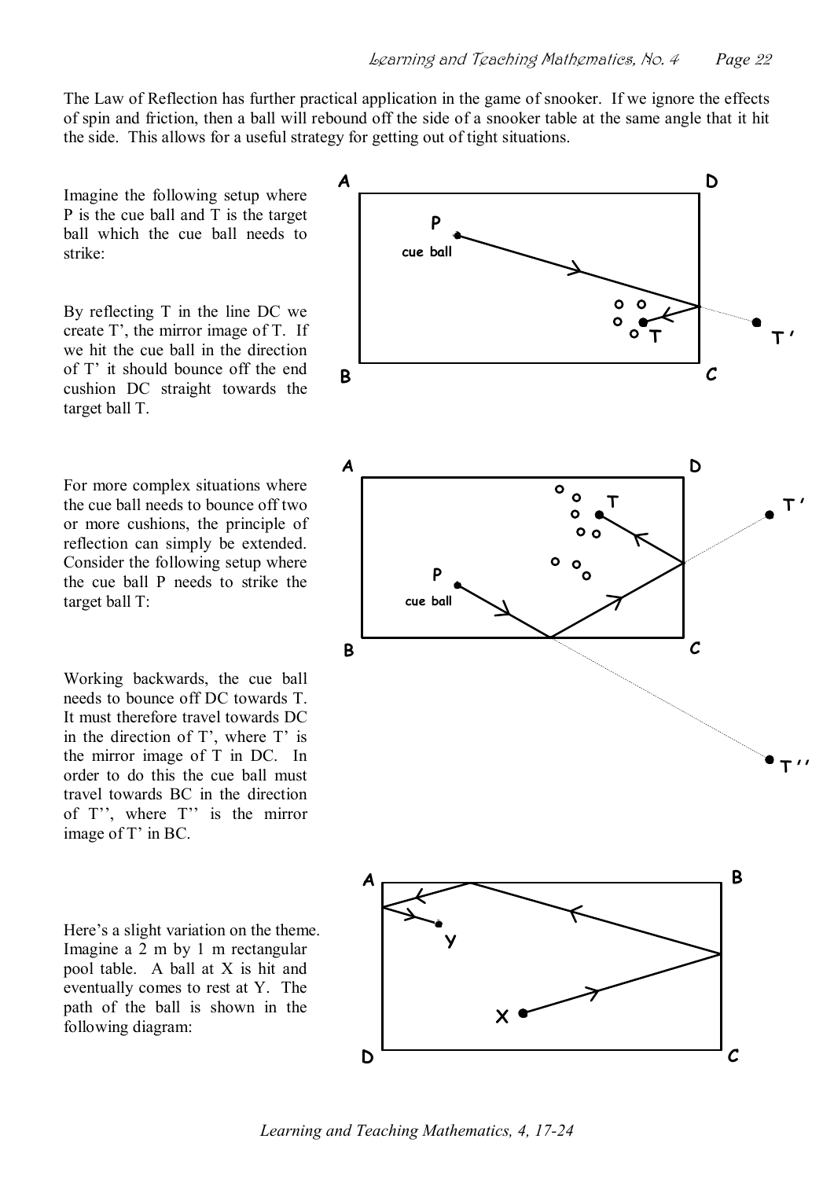The Law of Reflection has further practical application in the game of snooker. If we ignore the effects of spin and friction, then a ball will rebound off the side of a snooker table at the same angle that it hit the side. This allows for a useful strategy for getting out of tight situations.

Imagine the following setup where P is the cue ball and T is the target ball which the cue ball needs to strike:

By reflecting T in the line DC we create T', the mirror image of T. If we hit the cue ball in the direction of T' it should bounce off the end cushion DC straight towards the target ball T.

For more complex situations where the cue ball needs to bounce off two or more cushions, the principle of reflection can simply be extended. Consider the following setup where the cue ball P needs to strike the target ball T:

Working backwards, the cue ball needs to bounce off DC towards T. It must therefore travel towards DC in the direction of T', where T' is the mirror image of T in DC. In order to do this the cue ball must travel towards BC in the direction of T'', where T'' is the mirror image of T' in BC.

Here's a slight variation on the theme. Imagine a 2 m by 1 m rectangular pool table. A ball at X is hit and eventually comes to rest at Y. The path of the ball is shown in the following diagram: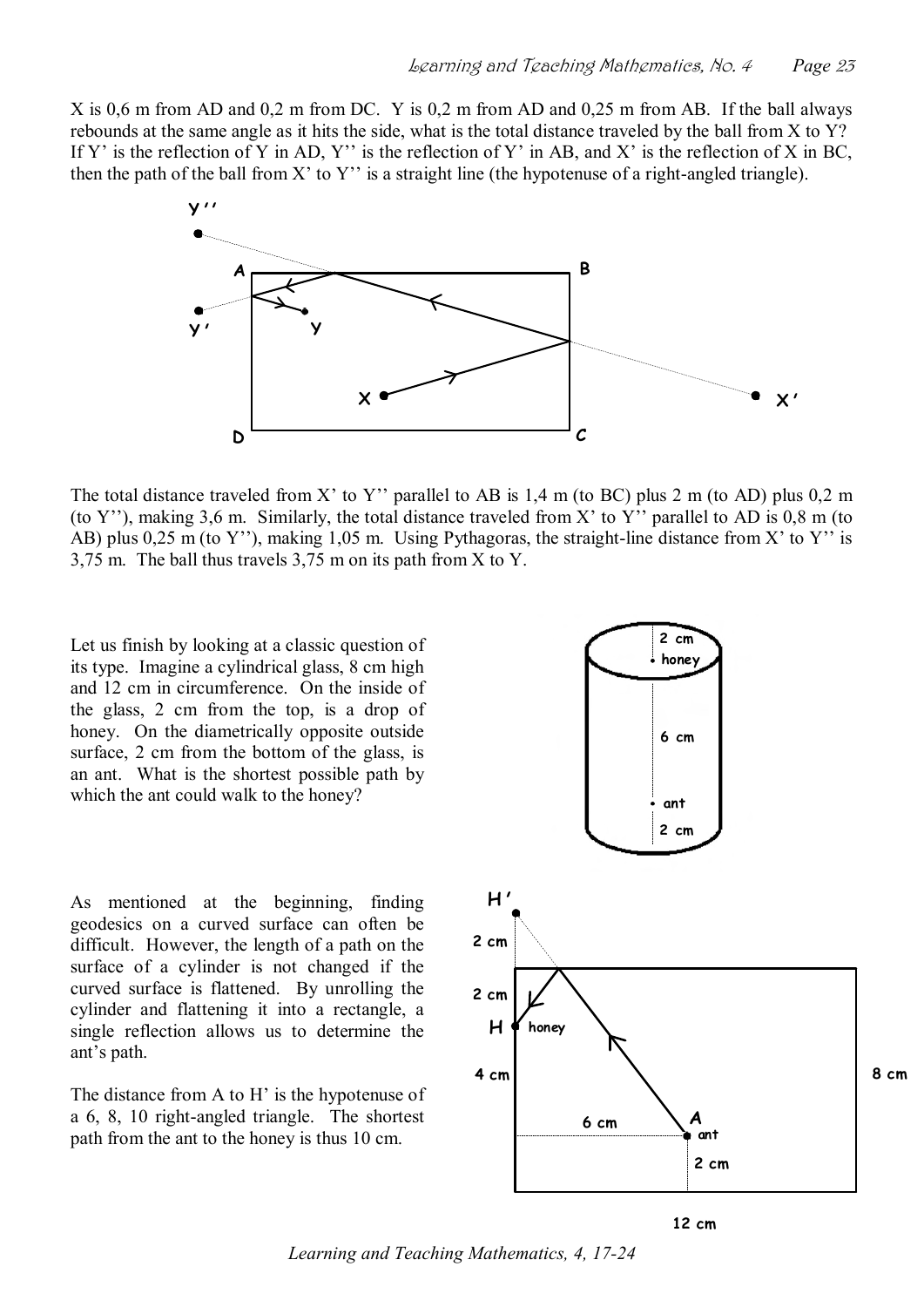X is 0,6 m from AD and 0,2 m from DC. Y is 0,2 m from AD and 0,25 m from AB. If the ball always rebounds at the same angle as it hits the side, what is the total distance traveled by the ball from X to Y? If Y' is the reflection of Y in AD, Y'' is the reflection of Y' in AB, and X' is the reflection of X in BC, then the path of the ball from X' to Y'' is a straight line (the hypotenuse of a right-angled triangle).

The total distance traveled from X' to Y'' parallel to AB is 1,4 m (to BC) plus 2 m (to AD) plus 0,2 m (to Y''), making 3,6 m. Similarly, the total distance traveled from X' to Y'' parallel to AD is 0,8 m (to AB) plus 0,25 m (to Y''), making 1,05 m. Using Pythagoras, the straight-line distance from X' to Y'' is 3,75 m. The ball thus travels 3,75 m on its path from X to Y.

Let us finish by looking at a classic question of its type. Imagine a cylindrical glass, 8 cm high and 12 cm in circumference. On the inside of the glass, 2 cm from the top, is a drop of honey. On the diametrically opposite outside surface, 2 cm from the bottom of the glass, is an ant. What is the shortest possible path by which the ant could walk to the honey?

As mentioned at the beginning, finding geodesics on a curved surface can often be difficult. However, the length of a path on the surface of a cylinder is not changed if the curved surface is flattened. By unrolling the cylinder and flattening it into a rectangle, a single reflection allows us to determine the ant's path.

The distance from A to H' is the hypotenuse of a 6, 8, 10 right-angled triangle. The shortest path from the ant to the honey is thus 10 cm.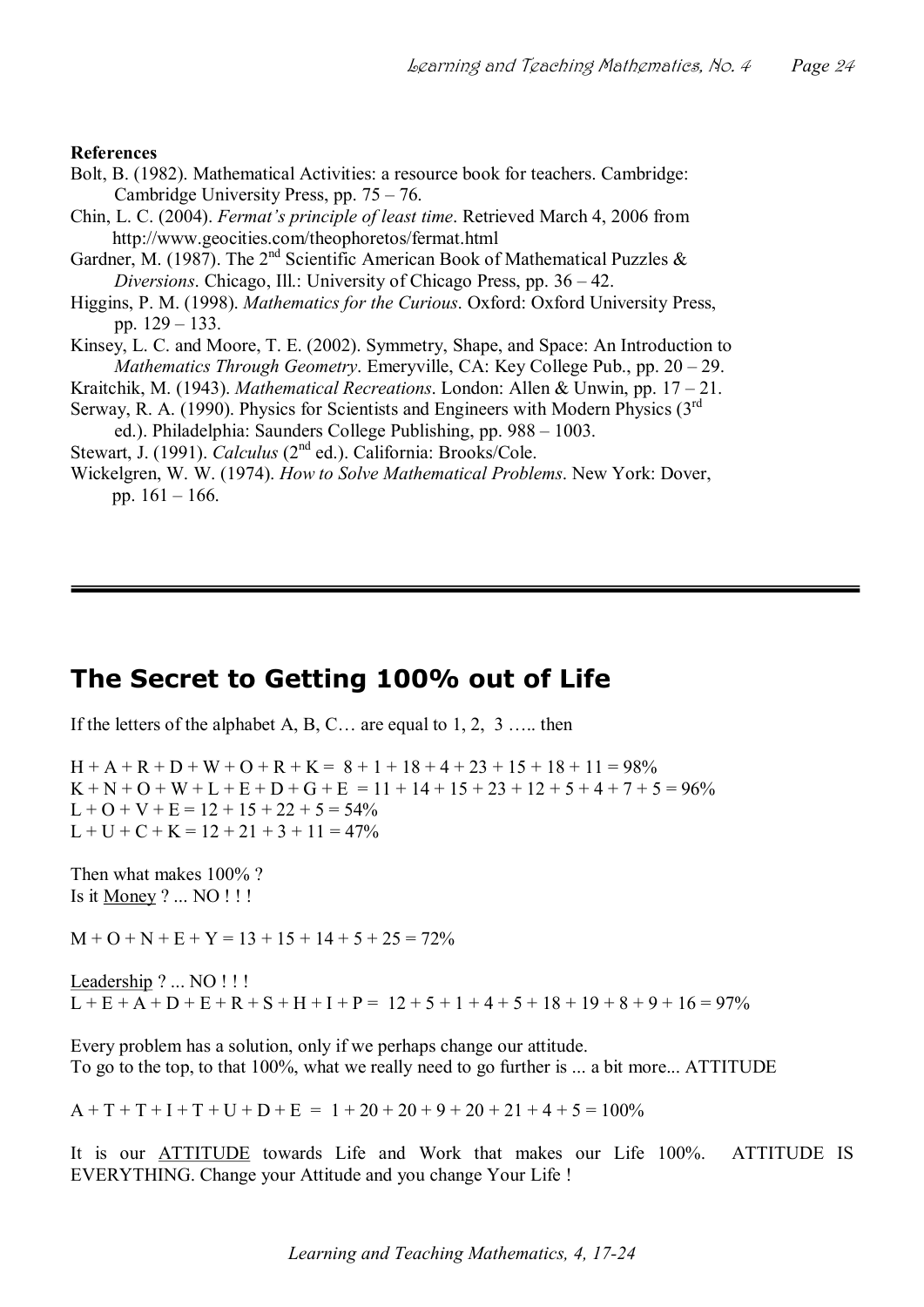**References**

Bolt, B. (1982). Mathematical Activities: a resource book for teachers. Cambridge: Cambridge University Press, pp. 75 – 76.

Chin, L. C. (2004). *Fermat's principle of least time*. Retrieved March 4, 2006 from http://www.geocities.com/theophoretos/fermat.html

Gardner, M. (1987). The 2nd Scientific American Book of Mathematical Puzzles & *Diversions*. Chicago, Ill.: University of Chicago Press, pp. 36 – 42.

Higgins, P. M. (1998). *Mathematics for the Curious*. Oxford: Oxford University Press, pp. 129 – 133.

Kinsey, L. C. and Moore, T. E. (2002). Symmetry, Shape, and Space: An Introduction to *Mathematics Through Geometry*. Emeryville, CA: Key College Pub., pp. 20 – 29.

Kraitchik, M. (1943). *Mathematical Recreations*. London: Allen & Unwin, pp. 17 – 21.

Serway, R. A. (1990). Physics for Scientists and Engineers with Modern Physics (3rd ed.). Philadelphia: Saunders College Publishing, pp. 988 – 1003.

Stewart, J. (1991). *Calculus* (2nd ed.). California: Brooks/Cole.

Wickelgren, W. W. (1974). *How to Solve Mathematical Problems*. New York: Dover, pp. 161 – 166.

---

## The Secret to Getting 100% out of Life

If the letters of the alphabet A, B, C… are equal to 1, 2, 3 ….. then

H + A + R + D + W + O + R + K = 8 + 1 + 18 + 4 + 23 + 15 + 18 + 11 = 98%
K + N + O + W + L + E + D + G + E = 11 + 14 + 15 + 23 + 12 + 5 + 4 + 7 + 5 = 96%
L + O + V + E = 12 + 15 + 22 + 5 = 54%
L + U + C + K = 12 + 21 + 3 + 11 = 47%

Then what makes 100% ?
Is it Money ? ... NO ! ! !

M + O + N + E + Y = 13 + 15 + 14 + 5 + 25 = 72%

Leadership ? ... NO ! ! !
L + E + A + D + E + R + S + H + I + P = 12 + 5 + 1 + 4 + 5 + 18 + 19 + 8 + 9 + 16 = 97%

Every problem has a solution, only if we perhaps change our attitude.
To go to the top, to that 100%, what we really need to go further is ... a bit more... ATTITUDE

A + T + T + I + T + U + D + E = 1 + 20 + 20 + 9 + 20 + 21 + 4 + 5 = 100%

It is our ATTITUDE towards Life and Work that makes our Life 100%. ATTITUDE IS EVERYTHING. Change your Attitude and you change Your Life !